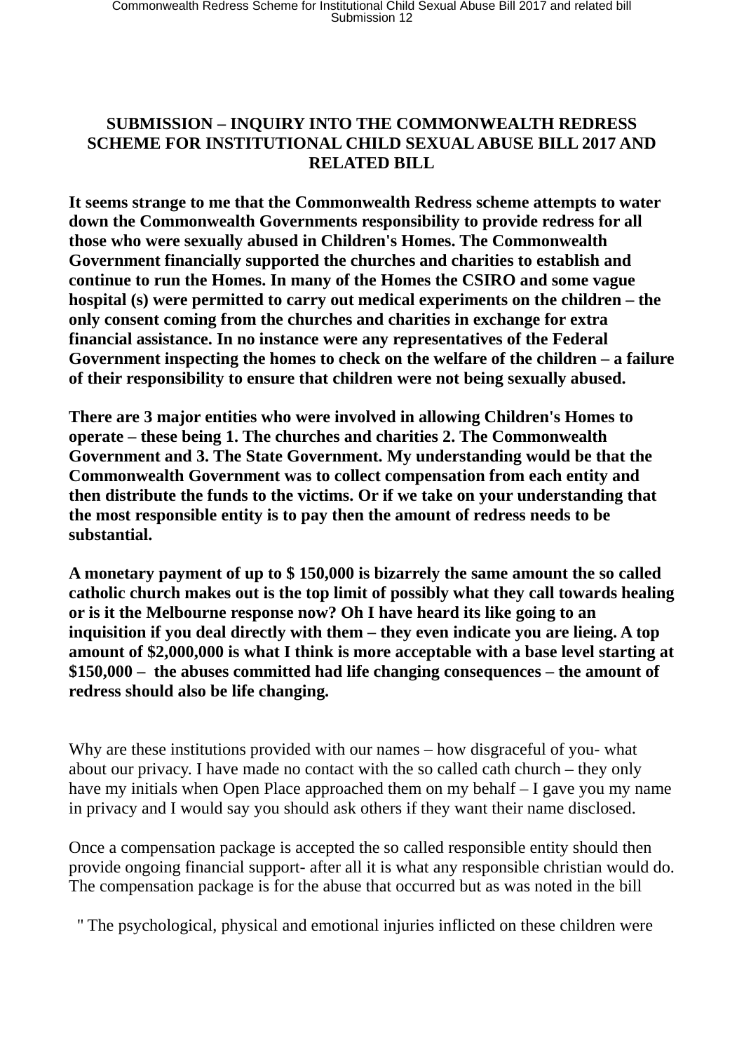## SUBMISSION – INQUIRY INTO THE COMMONWEALTH REDRESS SCHEME FOR INSTITUTIONAL CHILD SEXUAL ABUSE BILL 2017 AND RELATED BILL

**It seems strange to me that the Commonwealth Redress scheme attempts to water down the Commonwealth Governments responsibility to provide redress for all those who were sexually abused in Children's Homes. The Commonwealth Government financially supported the churches and charities to establish and continue to run the Homes. In many of the Homes the CSIRO and some vague hospital (s) were permitted to carry out medical experiments on the children – the only consent coming from the churches and charities in exchange for extra financial assistance. In no instance were any representatives of the Federal Government inspecting the homes to check on the welfare of the children – a failure of their responsibility to ensure that children were not being sexually abused.**

**There are 3 major entities who were involved in allowing Children's Homes to operate – these being 1. The churches and charities 2. The Commonwealth Government and 3. The State Government. My understanding would be that the Commonwealth Government was to collect compensation from each entity and then distribute the funds to the victims. Or if we take on your understanding that the most responsible entity is to pay then the amount of redress needs to be substantial.**

**A monetary payment of up to $ 150,000 is bizarrely the same amount the so called catholic church makes out is the top limit of possibly what they call towards healing or is it the Melbourne response now? Oh I have heard its like going to an inquisition if you deal directly with them – they even indicate you are lieing. A top amount of $2,000,000 is what I think is more acceptable with a base level starting at $150,000 – the abuses committed had life changing consequences – the amount of redress should also be life changing.**

Why are these institutions provided with our names – how disgraceful of you- what about our privacy. I have made no contact with the so called cath church – they only have my initials when Open Place approached them on my behalf – I gave you my name in privacy and I would say you should ask others if they want their name disclosed.

Once a compensation package is accepted the so called responsible entity should then provide ongoing financial support- after all it is what any responsible christian would do. The compensation package is for the abuse that occurred but as was noted in the bill

" The psychological, physical and emotional injuries inflicted on these children were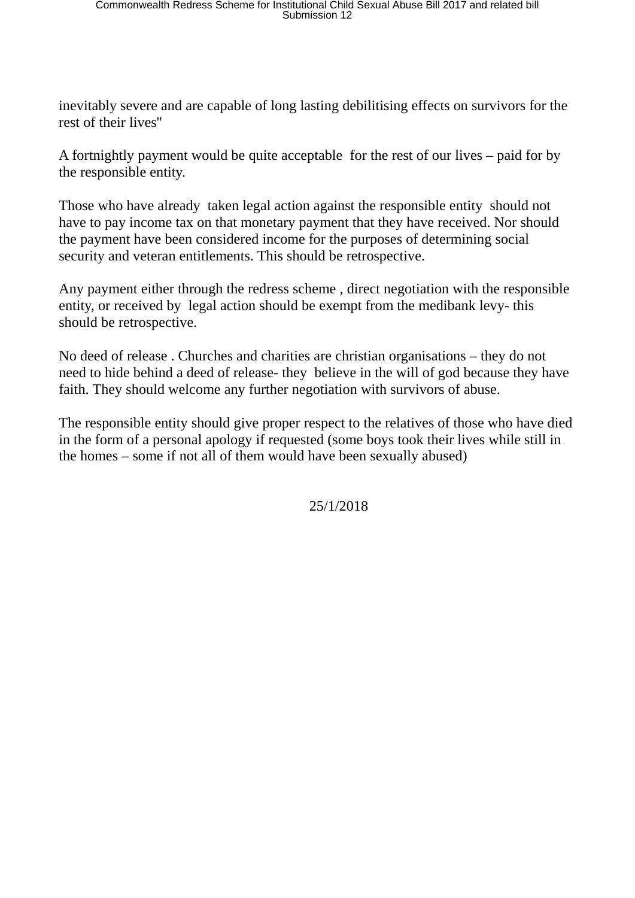inevitably severe and are capable of long lasting debilitising effects on survivors for the rest of their lives"

A fortnightly payment would be quite acceptable for the rest of our lives – paid for by the responsible entity.

Those who have already taken legal action against the responsible entity should not have to pay income tax on that monetary payment that they have received. Nor should the payment have been considered income for the purposes of determining social security and veteran entitlements. This should be retrospective.

Any payment either through the redress scheme , direct negotiation with the responsible entity, or received by legal action should be exempt from the medibank levy- this should be retrospective.

No deed of release . Churches and charities are christian organisations – they do not need to hide behind a deed of release- they believe in the will of god because they have faith. They should welcome any further negotiation with survivors of abuse.

The responsible entity should give proper respect to the relatives of those who have died in the form of a personal apology if requested (some boys took their lives while still in the homes – some if not all of them would have been sexually abused)

25/1/2018